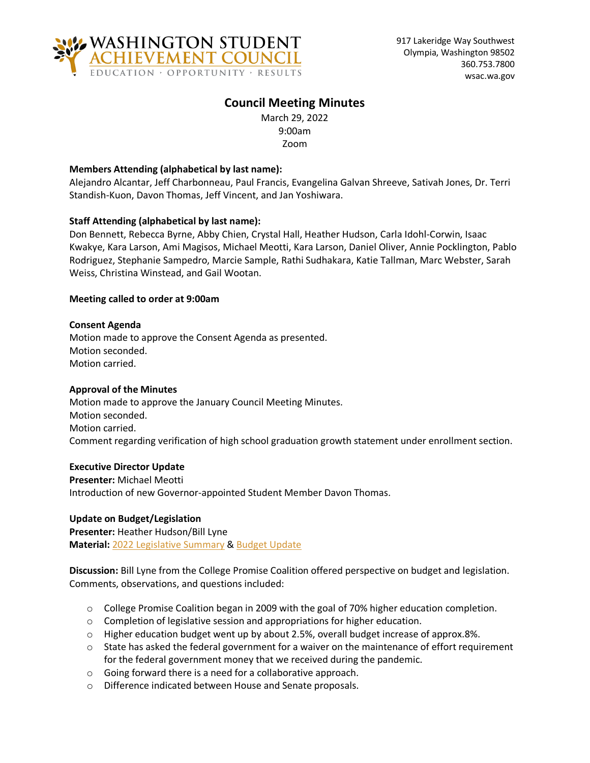WASHINGTON STUDENT ACHIEVEMENT COUNCIL
EDUCATION · OPPORTUNITY · RESULTS

917 Lakeridge Way Southwest
Olympia, Washington 98502
360.753.7800
wsac.wa.gov

# Council Meeting Minutes

March 29, 2022
9:00am
Zoom

**Members Attending (alphabetical by last name):**
Alejandro Alcantar, Jeff Charbonneau, Paul Francis, Evangelina Galvan Shreeve, Sativah Jones, Dr. Terri Standish-Kuon, Davon Thomas, Jeff Vincent, and Jan Yoshiwara.

**Staff Attending (alphabetical by last name):**
Don Bennett, Rebecca Byrne, Abby Chien, Crystal Hall, Heather Hudson, Carla Idohl-Corwin, Isaac Kwakye, Kara Larson, Ami Magisos, Michael Meotti, Kara Larson, Daniel Oliver, Annie Pocklington, Pablo Rodriguez, Stephanie Sampedro, Marcie Sample, Rathi Sudhakara, Katie Tallman, Marc Webster, Sarah Weiss, Christina Winstead, and Gail Wootan.

**Meeting called to order at 9:00am**

**Consent Agenda**
Motion made to approve the Consent Agenda as presented.
Motion seconded.
Motion carried.

**Approval of the Minutes**
Motion made to approve the January Council Meeting Minutes.
Motion seconded.
Motion carried.
Comment regarding verification of high school graduation growth statement under enrollment section.

**Executive Director Update**
**Presenter:** Michael Meotti
Introduction of new Governor-appointed Student Member Davon Thomas.

**Update on Budget/Legislation**
**Presenter:** Heather Hudson/Bill Lyne
**Material:** 2022 Legislative Summary & Budget Update

**Discussion:** Bill Lyne from the College Promise Coalition offered perspective on budget and legislation. Comments, observations, and questions included:

- College Promise Coalition began in 2009 with the goal of 70% higher education completion.
- Completion of legislative session and appropriations for higher education.
- Higher education budget went up by about 2.5%, overall budget increase of approx.8%.
- State has asked the federal government for a waiver on the maintenance of effort requirement for the federal government money that we received during the pandemic.
- Going forward there is a need for a collaborative approach.
- Difference indicated between House and Senate proposals.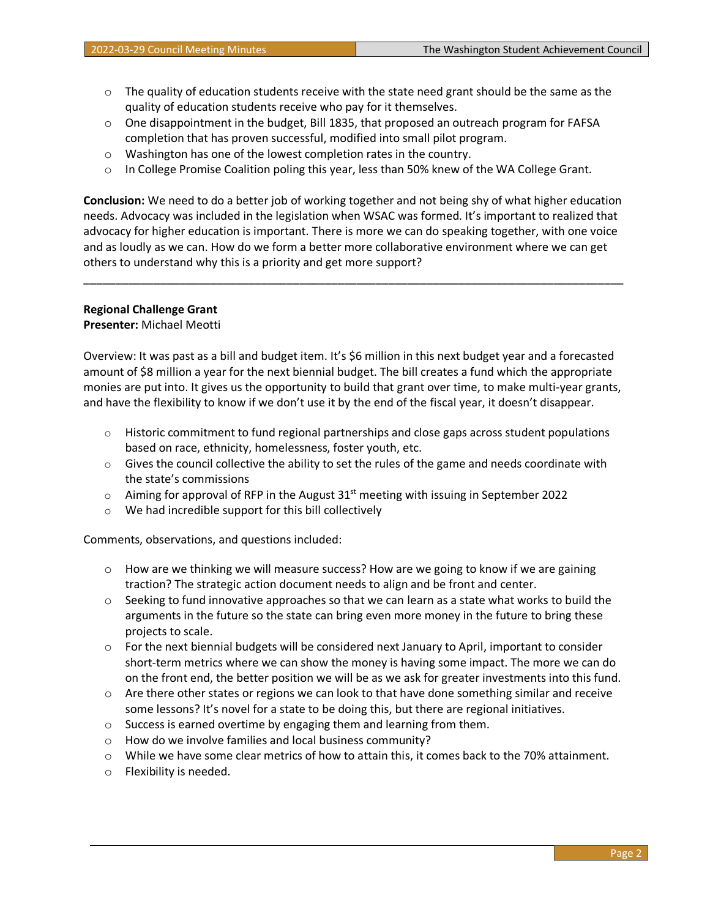- The quality of education students receive with the state need grant should be the same as the quality of education students receive who pay for it themselves.
- One disappointment in the budget, Bill 1835, that proposed an outreach program for FAFSA completion that has proven successful, modified into small pilot program.
- Washington has one of the lowest completion rates in the country.
- In College Promise Coalition poling this year, less than 50% knew of the WA College Grant.

**Conclusion:** We need to do a better job of working together and not being shy of what higher education needs. Advocacy was included in the legislation when WSAC was formed. It's important to realized that advocacy for higher education is important. There is more we can do speaking together, with one voice and as loudly as we can. How do we form a better more collaborative environment where we can get others to understand why this is a priority and get more support?

---

**Regional Challenge Grant**
**Presenter:** Michael Meotti

Overview: It was past as a bill and budget item. It's $6 million in this next budget year and a forecasted amount of $8 million a year for the next biennial budget. The bill creates a fund which the appropriate monies are put into. It gives us the opportunity to build that grant over time, to make multi-year grants, and have the flexibility to know if we don't use it by the end of the fiscal year, it doesn't disappear.

- Historic commitment to fund regional partnerships and close gaps across student populations based on race, ethnicity, homelessness, foster youth, etc.
- Gives the council collective the ability to set the rules of the game and needs coordinate with the state's commissions
- Aiming for approval of RFP in the August 31st meeting with issuing in September 2022
- We had incredible support for this bill collectively

Comments, observations, and questions included:

- How are we thinking we will measure success? How are we going to know if we are gaining traction? The strategic action document needs to align and be front and center.
- Seeking to fund innovative approaches so that we can learn as a state what works to build the arguments in the future so the state can bring even more money in the future to bring these projects to scale.
- For the next biennial budgets will be considered next January to April, important to consider short-term metrics where we can show the money is having some impact. The more we can do on the front end, the better position we will be as we ask for greater investments into this fund.
- Are there other states or regions we can look to that have done something similar and receive some lessons? It's novel for a state to be doing this, but there are regional initiatives.
- Success is earned overtime by engaging them and learning from them.
- How do we involve families and local business community?
- While we have some clear metrics of how to attain this, it comes back to the 70% attainment.
- Flexibility is needed.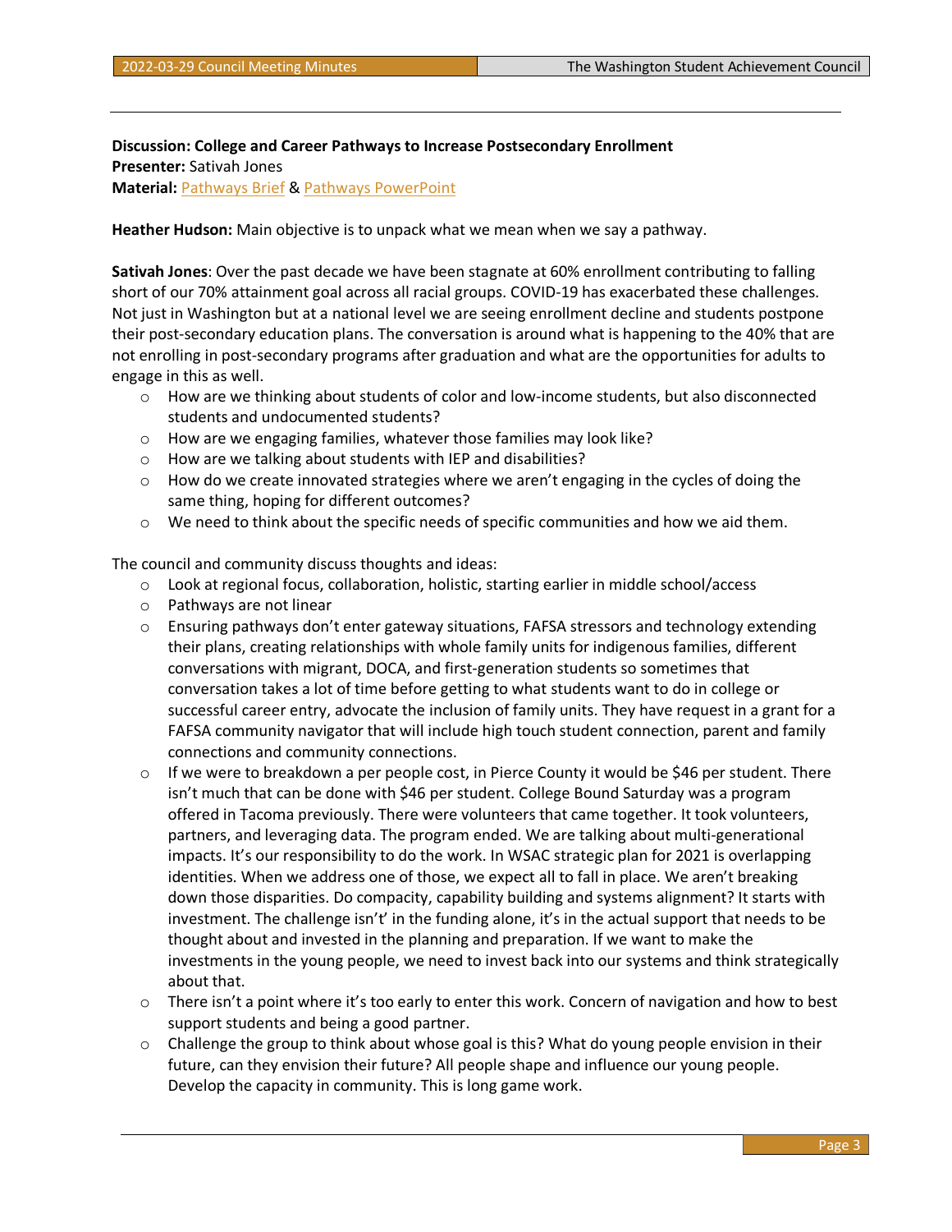**Discussion: College and Career Pathways to Increase Postsecondary Enrollment**
**Presenter:** Sativah Jones
**Material:** Pathways Brief & Pathways PowerPoint

**Heather Hudson:** Main objective is to unpack what we mean when we say a pathway.

**Sativah Jones**: Over the past decade we have been stagnate at 60% enrollment contributing to falling short of our 70% attainment goal across all racial groups. COVID-19 has exacerbated these challenges. Not just in Washington but at a national level we are seeing enrollment decline and students postpone their post-secondary education plans. The conversation is around what is happening to the 40% that are not enrolling in post-secondary programs after graduation and what are the opportunities for adults to engage in this as well.

- How are we thinking about students of color and low-income students, but also disconnected students and undocumented students?
- How are we engaging families, whatever those families may look like?
- How are we talking about students with IEP and disabilities?
- How do we create innovated strategies where we aren't engaging in the cycles of doing the same thing, hoping for different outcomes?
- We need to think about the specific needs of specific communities and how we aid them.

The council and community discuss thoughts and ideas:

- Look at regional focus, collaboration, holistic, starting earlier in middle school/access
- Pathways are not linear
- Ensuring pathways don't enter gateway situations, FAFSA stressors and technology extending their plans, creating relationships with whole family units for indigenous families, different conversations with migrant, DOCA, and first-generation students so sometimes that conversation takes a lot of time before getting to what students want to do in college or successful career entry, advocate the inclusion of family units. They have request in a grant for a FAFSA community navigator that will include high touch student connection, parent and family connections and community connections.
- If we were to breakdown a per people cost, in Pierce County it would be $46 per student. There isn't much that can be done with $46 per student. College Bound Saturday was a program offered in Tacoma previously. There were volunteers that came together. It took volunteers, partners, and leveraging data. The program ended. We are talking about multi-generational impacts. It's our responsibility to do the work. In WSAC strategic plan for 2021 is overlapping identities. When we address one of those, we expect all to fall in place. We aren't breaking down those disparities. Do compacity, capability building and systems alignment? It starts with investment. The challenge isn't' in the funding alone, it's in the actual support that needs to be thought about and invested in the planning and preparation. If we want to make the investments in the young people, we need to invest back into our systems and think strategically about that.
- There isn't a point where it's too early to enter this work. Concern of navigation and how to best support students and being a good partner.
- Challenge the group to think about whose goal is this? What do young people envision in their future, can they envision their future? All people shape and influence our young people. Develop the capacity in community. This is long game work.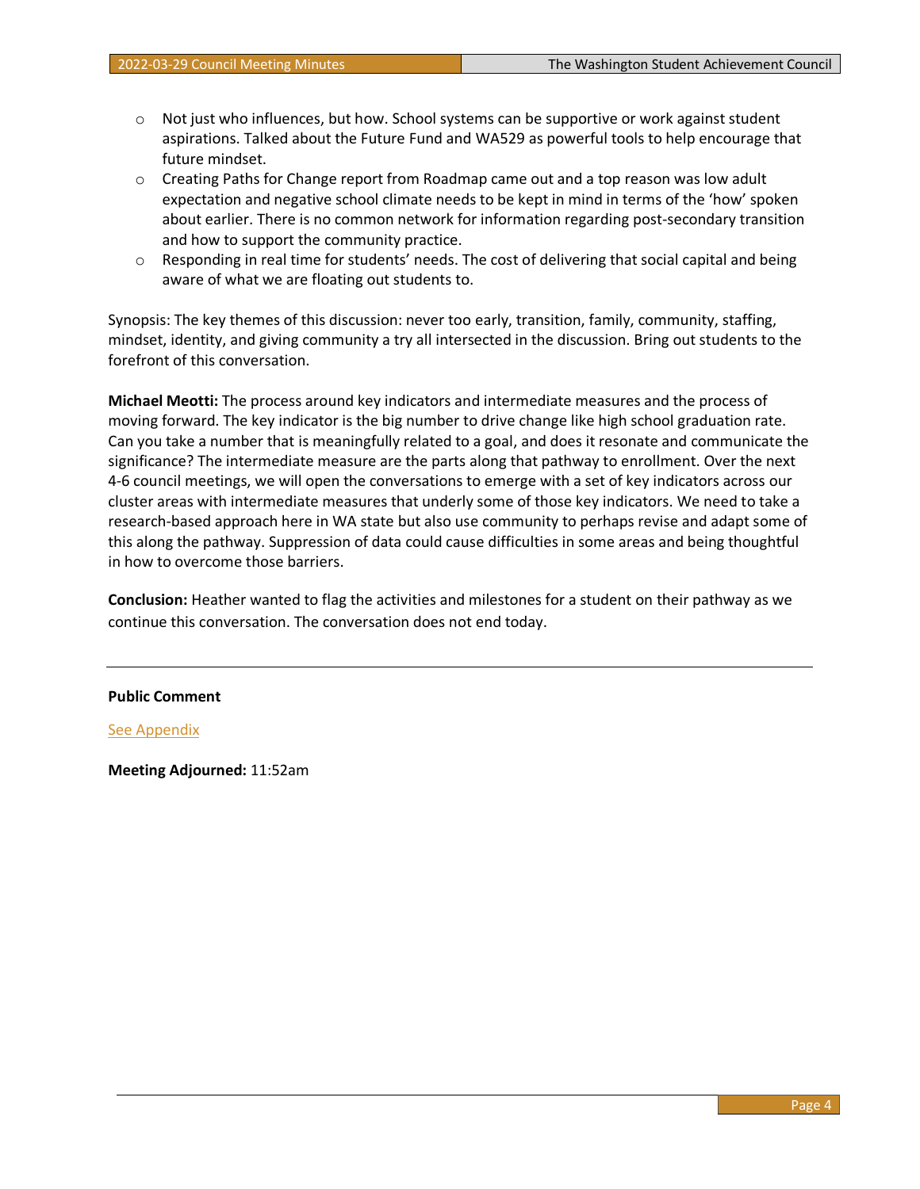- Not just who influences, but how. School systems can be supportive or work against student aspirations. Talked about the Future Fund and WA529 as powerful tools to help encourage that future mindset.
- Creating Paths for Change report from Roadmap came out and a top reason was low adult expectation and negative school climate needs to be kept in mind in terms of the 'how' spoken about earlier. There is no common network for information regarding post-secondary transition and how to support the community practice.
- Responding in real time for students' needs. The cost of delivering that social capital and being aware of what we are floating out students to.

Synopsis: The key themes of this discussion: never too early, transition, family, community, staffing, mindset, identity, and giving community a try all intersected in the discussion. Bring out students to the forefront of this conversation.

**Michael Meotti:** The process around key indicators and intermediate measures and the process of moving forward. The key indicator is the big number to drive change like high school graduation rate. Can you take a number that is meaningfully related to a goal, and does it resonate and communicate the significance? The intermediate measure are the parts along that pathway to enrollment. Over the next 4-6 council meetings, we will open the conversations to emerge with a set of key indicators across our cluster areas with intermediate measures that underly some of those key indicators. We need to take a research-based approach here in WA state but also use community to perhaps revise and adapt some of this along the pathway. Suppression of data could cause difficulties in some areas and being thoughtful in how to overcome those barriers.

**Conclusion:** Heather wanted to flag the activities and milestones for a student on their pathway as we continue this conversation. The conversation does not end today.

---

**Public Comment**

See Appendix

**Meeting Adjourned:** 11:52am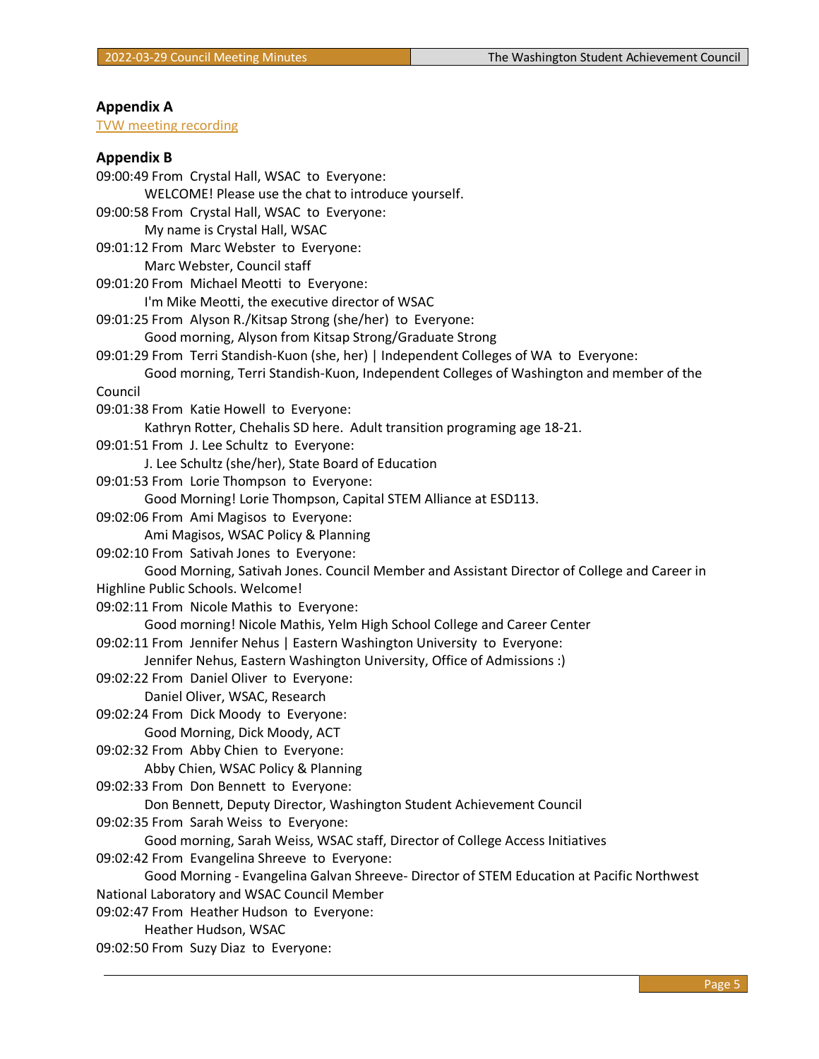## Appendix A

TVW meeting recording

## Appendix B

09:00:49 From Crystal Hall, WSAC to Everyone:
WELCOME! Please use the chat to introduce yourself.

09:00:58 From Crystal Hall, WSAC to Everyone:
My name is Crystal Hall, WSAC

09:01:12 From Marc Webster to Everyone:
Marc Webster, Council staff

09:01:20 From Michael Meotti to Everyone:
I'm Mike Meotti, the executive director of WSAC

09:01:25 From Alyson R./Kitsap Strong (she/her) to Everyone:
Good morning, Alyson from Kitsap Strong/Graduate Strong

09:01:29 From Terri Standish-Kuon (she, her) | Independent Colleges of WA to Everyone:
Good morning, Terri Standish-Kuon, Independent Colleges of Washington and member of the Council

09:01:38 From Katie Howell to Everyone:
Kathryn Rotter, Chehalis SD here. Adult transition programing age 18-21.

09:01:51 From J. Lee Schultz to Everyone:
J. Lee Schultz (she/her), State Board of Education

09:01:53 From Lorie Thompson to Everyone:
Good Morning! Lorie Thompson, Capital STEM Alliance at ESD113.

09:02:06 From Ami Magisos to Everyone:
Ami Magisos, WSAC Policy & Planning

09:02:10 From Sativah Jones to Everyone:
Good Morning, Sativah Jones. Council Member and Assistant Director of College and Career in Highline Public Schools. Welcome!

09:02:11 From Nicole Mathis to Everyone:
Good morning! Nicole Mathis, Yelm High School College and Career Center

09:02:11 From Jennifer Nehus | Eastern Washington University to Everyone:
Jennifer Nehus, Eastern Washington University, Office of Admissions :)

09:02:22 From Daniel Oliver to Everyone:
Daniel Oliver, WSAC, Research

09:02:24 From Dick Moody to Everyone:
Good Morning, Dick Moody, ACT

09:02:32 From Abby Chien to Everyone:
Abby Chien, WSAC Policy & Planning

09:02:33 From Don Bennett to Everyone:
Don Bennett, Deputy Director, Washington Student Achievement Council

09:02:35 From Sarah Weiss to Everyone:
Good morning, Sarah Weiss, WSAC staff, Director of College Access Initiatives

09:02:42 From Evangelina Shreeve to Everyone:
Good Morning - Evangelina Galvan Shreeve- Director of STEM Education at Pacific Northwest National Laboratory and WSAC Council Member

09:02:47 From Heather Hudson to Everyone:
Heather Hudson, WSAC

09:02:50 From Suzy Diaz to Everyone: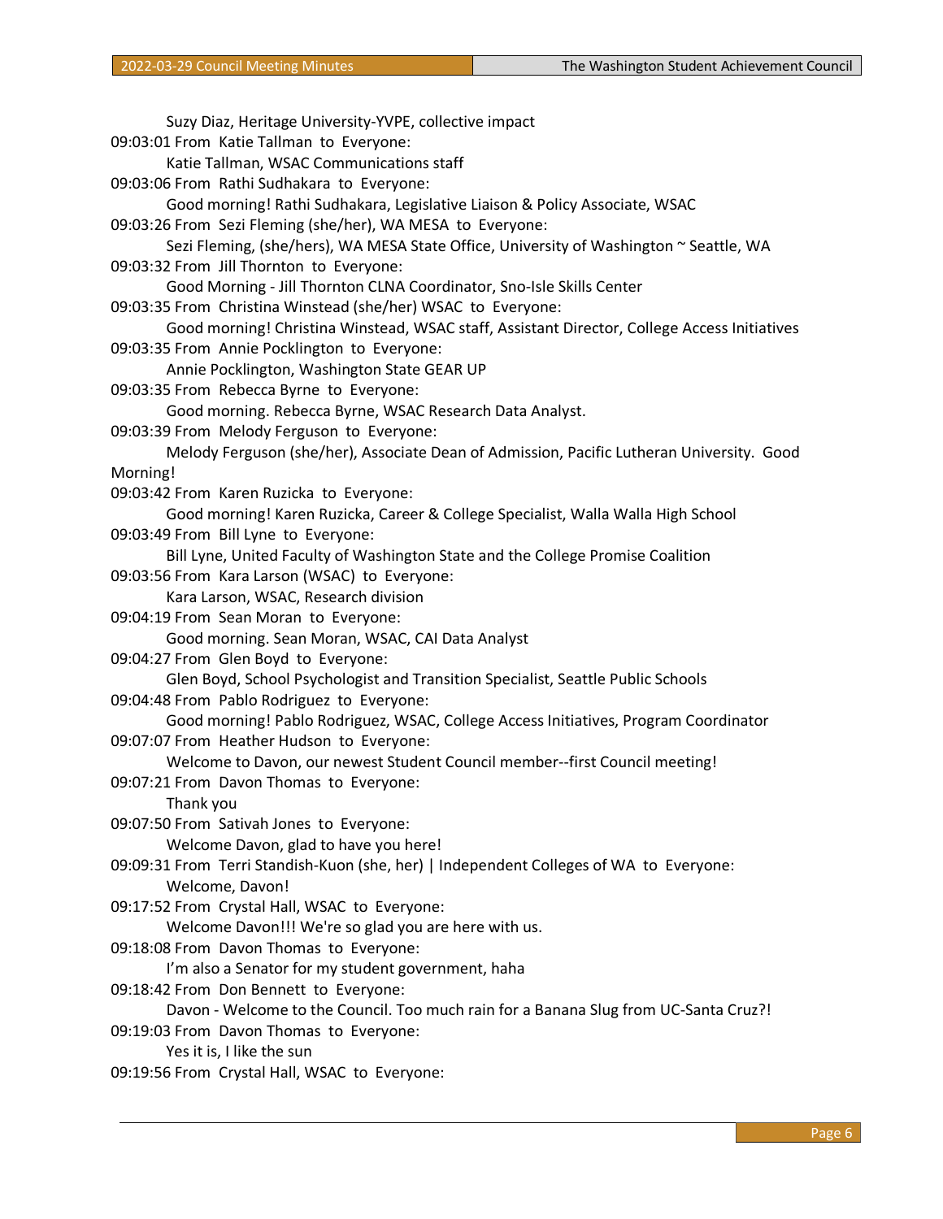Suzy Diaz, Heritage University-YVPE, collective impact

09:03:01 From Katie Tallman to Everyone:
Katie Tallman, WSAC Communications staff

09:03:06 From Rathi Sudhakara to Everyone:
Good morning! Rathi Sudhakara, Legislative Liaison & Policy Associate, WSAC

09:03:26 From Sezi Fleming (she/her), WA MESA to Everyone:
Sezi Fleming, (she/hers), WA MESA State Office, University of Washington ~ Seattle, WA

09:03:32 From Jill Thornton to Everyone:
Good Morning - Jill Thornton CLNA Coordinator, Sno-Isle Skills Center

09:03:35 From Christina Winstead (she/her) WSAC to Everyone:
Good morning! Christina Winstead, WSAC staff, Assistant Director, College Access Initiatives

09:03:35 From Annie Pocklington to Everyone:
Annie Pocklington, Washington State GEAR UP

09:03:35 From Rebecca Byrne to Everyone:
Good morning. Rebecca Byrne, WSAC Research Data Analyst.

09:03:39 From Melody Ferguson to Everyone:
Melody Ferguson (she/her), Associate Dean of Admission, Pacific Lutheran University. Good Morning!

09:03:42 From Karen Ruzicka to Everyone:
Good morning! Karen Ruzicka, Career & College Specialist, Walla Walla High School

09:03:49 From Bill Lyne to Everyone:
Bill Lyne, United Faculty of Washington State and the College Promise Coalition

09:03:56 From Kara Larson (WSAC) to Everyone:
Kara Larson, WSAC, Research division

09:04:19 From Sean Moran to Everyone:
Good morning. Sean Moran, WSAC, CAI Data Analyst

09:04:27 From Glen Boyd to Everyone:
Glen Boyd, School Psychologist and Transition Specialist, Seattle Public Schools

09:04:48 From Pablo Rodriguez to Everyone:
Good morning! Pablo Rodriguez, WSAC, College Access Initiatives, Program Coordinator

09:07:07 From Heather Hudson to Everyone:
Welcome to Davon, our newest Student Council member--first Council meeting!

09:07:21 From Davon Thomas to Everyone:
Thank you

09:07:50 From Sativah Jones to Everyone:
Welcome Davon, glad to have you here!

09:09:31 From Terri Standish-Kuon (she, her) | Independent Colleges of WA to Everyone:
Welcome, Davon!

09:17:52 From Crystal Hall, WSAC to Everyone:
Welcome Davon!!! We're so glad you are here with us.

09:18:08 From Davon Thomas to Everyone:
I'm also a Senator for my student government, haha

09:18:42 From Don Bennett to Everyone:
Davon - Welcome to the Council. Too much rain for a Banana Slug from UC-Santa Cruz?!

09:19:03 From Davon Thomas to Everyone:
Yes it is, I like the sun

09:19:56 From Crystal Hall, WSAC to Everyone: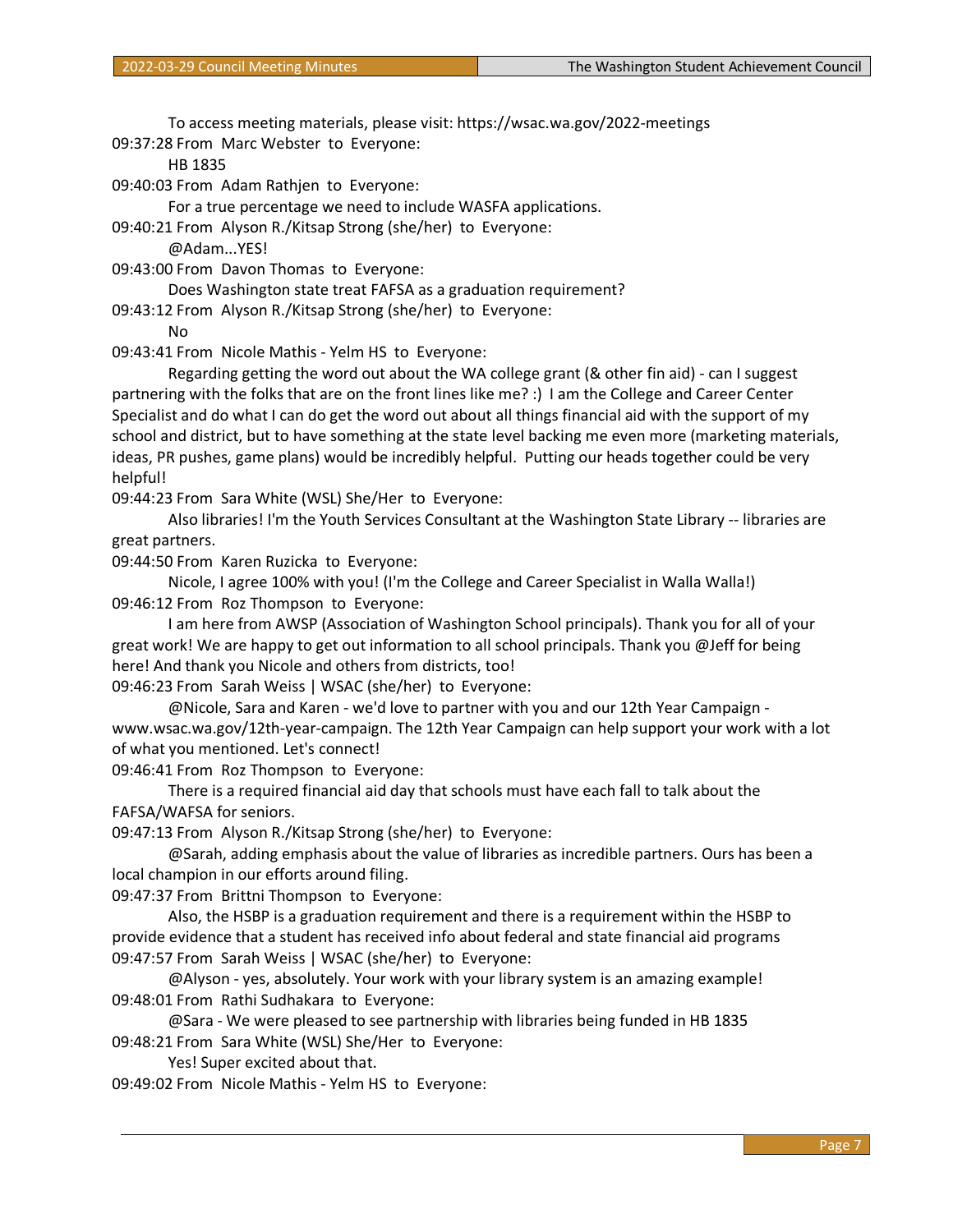To access meeting materials, please visit: https://wsac.wa.gov/2022-meetings

09:37:28 From Marc Webster to Everyone:

HB 1835

09:40:03 From Adam Rathjen to Everyone:

For a true percentage we need to include WASFA applications.

09:40:21 From Alyson R./Kitsap Strong (she/her) to Everyone:

@Adam...YES!

09:43:00 From Davon Thomas to Everyone:

Does Washington state treat FAFSA as a graduation requirement?

09:43:12 From Alyson R./Kitsap Strong (she/her) to Everyone:

No

09:43:41 From Nicole Mathis - Yelm HS to Everyone:

Regarding getting the word out about the WA college grant (& other fin aid) - can I suggest partnering with the folks that are on the front lines like me? :) I am the College and Career Specialist and do what I can do get the word out about all things financial aid with the support of my school and district, but to have something at the state level backing me even more (marketing materials, ideas, PR pushes, game plans) would be incredibly helpful. Putting our heads together could be very helpful!

09:44:23 From Sara White (WSL) She/Her to Everyone:

Also libraries! I'm the Youth Services Consultant at the Washington State Library -- libraries are great partners.

09:44:50 From Karen Ruzicka to Everyone:

Nicole, I agree 100% with you! (I'm the College and Career Specialist in Walla Walla!)

09:46:12 From Roz Thompson to Everyone:

I am here from AWSP (Association of Washington School principals). Thank you for all of your great work! We are happy to get out information to all school principals. Thank you @Jeff for being here! And thank you Nicole and others from districts, too!

09:46:23 From Sarah Weiss | WSAC (she/her) to Everyone:

@Nicole, Sara and Karen - we'd love to partner with you and our 12th Year Campaign - www.wsac.wa.gov/12th-year-campaign. The 12th Year Campaign can help support your work with a lot of what you mentioned. Let's connect!

09:46:41 From Roz Thompson to Everyone:

There is a required financial aid day that schools must have each fall to talk about the FAFSA/WAFSA for seniors.

09:47:13 From Alyson R./Kitsap Strong (she/her) to Everyone:

@Sarah, adding emphasis about the value of libraries as incredible partners. Ours has been a local champion in our efforts around filing.

09:47:37 From Brittni Thompson to Everyone:

Also, the HSBP is a graduation requirement and there is a requirement within the HSBP to provide evidence that a student has received info about federal and state financial aid programs

09:47:57 From Sarah Weiss | WSAC (she/her) to Everyone:

@Alyson - yes, absolutely. Your work with your library system is an amazing example!

09:48:01 From Rathi Sudhakara to Everyone:

@Sara - We were pleased to see partnership with libraries being funded in HB 1835

09:48:21 From Sara White (WSL) She/Her to Everyone:

Yes! Super excited about that.

09:49:02 From Nicole Mathis - Yelm HS to Everyone: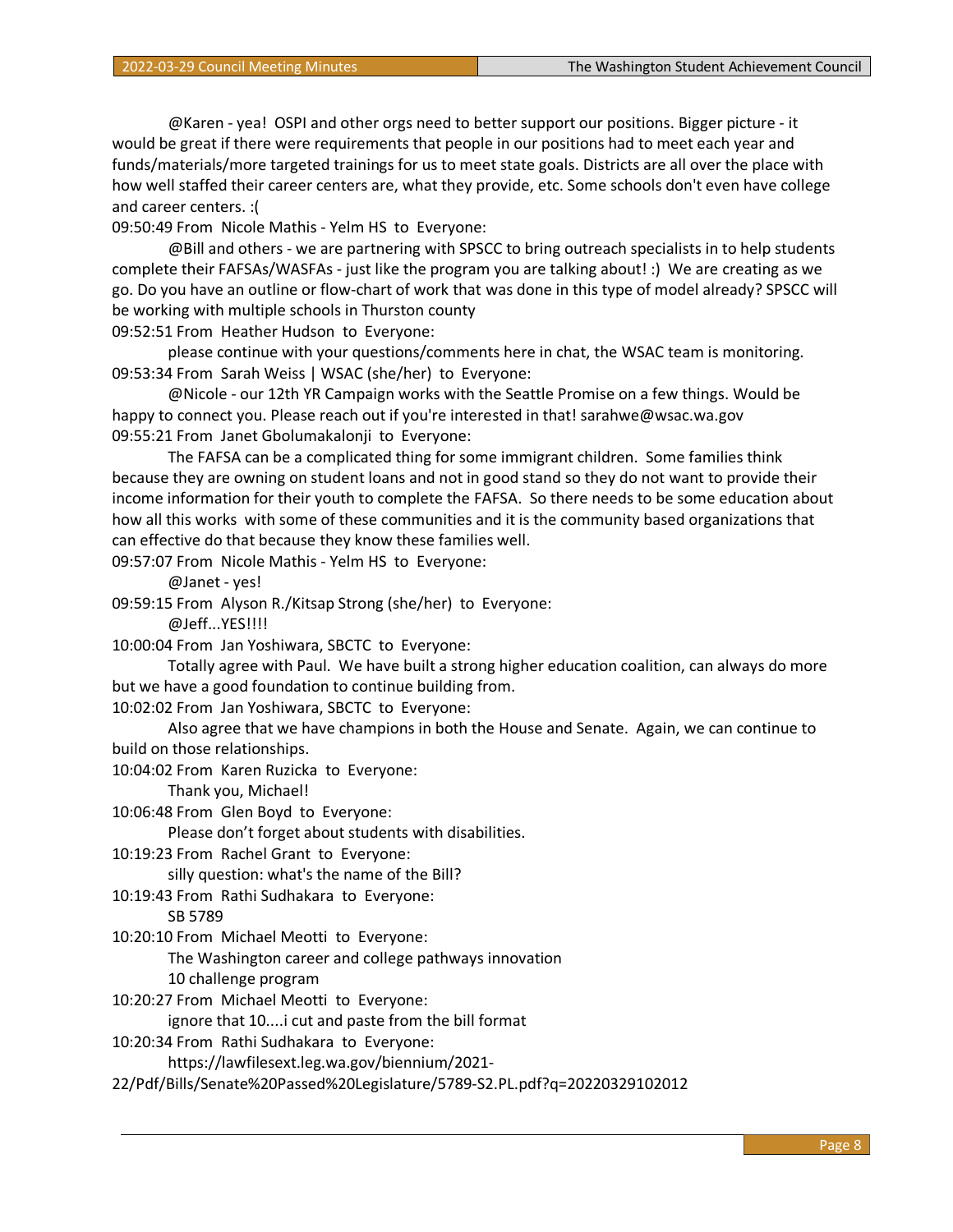@Karen - yea!  OSPI and other orgs need to better support our positions. Bigger picture - it would be great if there were requirements that people in our positions had to meet each year and funds/materials/more targeted trainings for us to meet state goals. Districts are all over the place with how well staffed their career centers are, what they provide, etc. Some schools don't even have college and career centers. :(

09:50:49 From  Nicole Mathis - Yelm HS  to  Everyone:

@Bill and others - we are partnering with SPSCC to bring outreach specialists in to help students complete their FAFSAs/WASFAs - just like the program you are talking about! :)  We are creating as we go. Do you have an outline or flow-chart of work that was done in this type of model already? SPSCC will be working with multiple schools in Thurston county

09:52:51 From  Heather Hudson  to  Everyone:

please continue with your questions/comments here in chat, the WSAC team is monitoring.

09:53:34 From  Sarah Weiss | WSAC (she/her)  to  Everyone:

@Nicole - our 12th YR Campaign works with the Seattle Promise on a few things. Would be happy to connect you. Please reach out if you're interested in that! sarahwe@wsac.wa.gov

09:55:21 From  Janet Gbolumakalonji  to  Everyone:

The FAFSA can be a complicated thing for some immigrant children.  Some families think because they are owning on student loans and not in good stand so they do not want to provide their income information for their youth to complete the FAFSA.  So there needs to be some education about how all this works  with some of these communities and it is the community based organizations that can effective do that because they know these families well.

09:57:07 From  Nicole Mathis - Yelm HS  to  Everyone:

@Janet - yes!

09:59:15 From  Alyson R./Kitsap Strong (she/her)  to  Everyone:

@Jeff...YES!!!!

10:00:04 From  Jan Yoshiwara, SBCTC  to  Everyone:

Totally agree with Paul.  We have built a strong higher education coalition, can always do more but we have a good foundation to continue building from.

10:02:02 From  Jan Yoshiwara, SBCTC  to  Everyone:

Also agree that we have champions in both the House and Senate.  Again, we can continue to build on those relationships.

10:04:02 From  Karen Ruzicka  to  Everyone:

Thank you, Michael!

10:06:48 From  Glen Boyd  to  Everyone:

Please don't forget about students with disabilities.

10:19:23 From  Rachel Grant  to  Everyone:

silly question: what's the name of the Bill?

10:19:43 From  Rathi Sudhakara  to  Everyone:

SB 5789

10:20:10 From  Michael Meotti  to  Everyone:

The Washington career and college pathways innovation
10 challenge program

10:20:27 From  Michael Meotti  to  Everyone:

ignore that 10....i cut and paste from the bill format

10:20:34 From  Rathi Sudhakara  to  Everyone:

https://lawfilesext.leg.wa.gov/biennium/2021-22/Pdf/Bills/Senate%20Passed%20Legislature/5789-S2.PL.pdf?q=20220329102012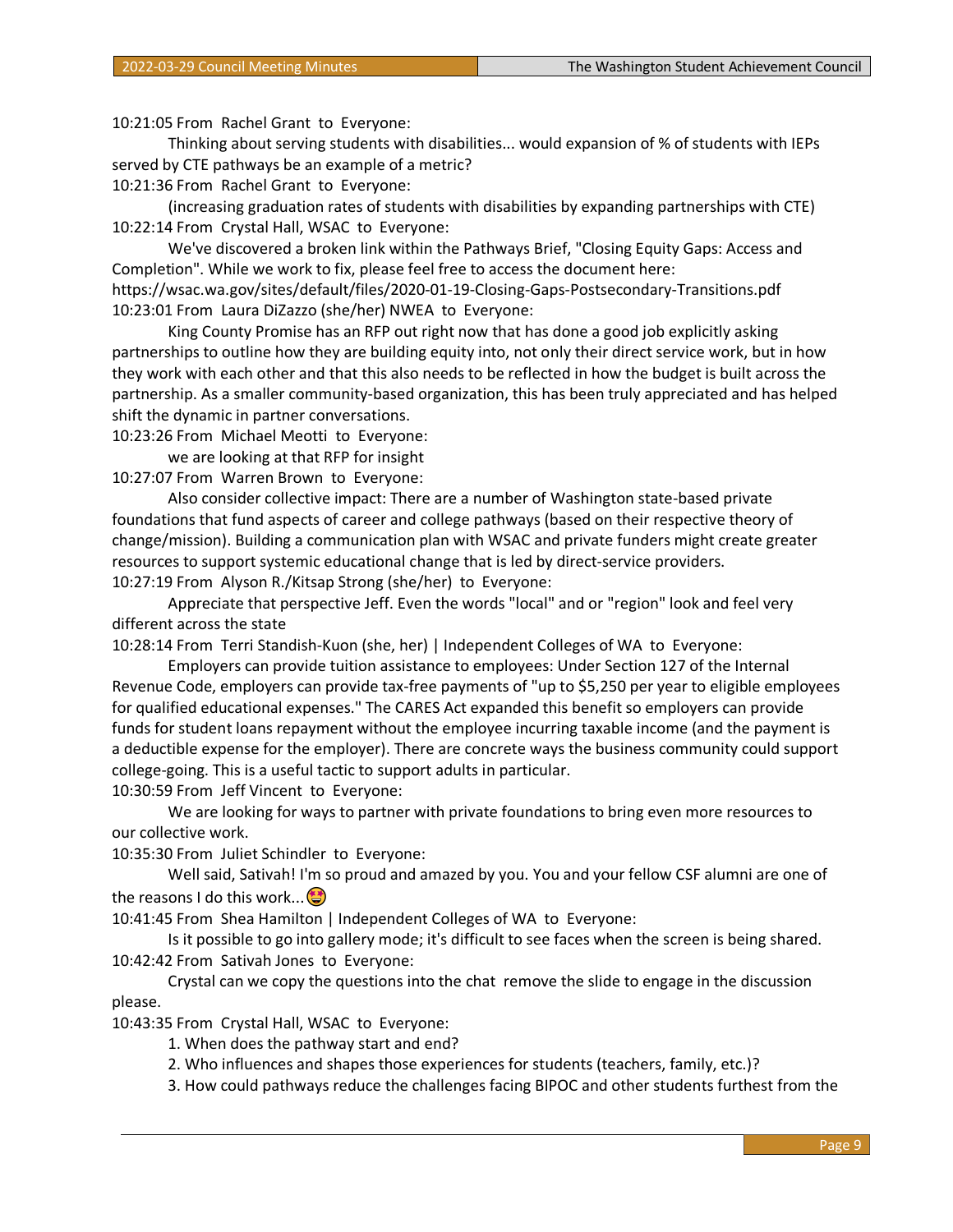10:21:05 From Rachel Grant to Everyone:

Thinking about serving students with disabilities... would expansion of % of students with IEPs served by CTE pathways be an example of a metric?

10:21:36 From Rachel Grant to Everyone:

(increasing graduation rates of students with disabilities by expanding partnerships with CTE)

10:22:14 From Crystal Hall, WSAC to Everyone:

We've discovered a broken link within the Pathways Brief, "Closing Equity Gaps: Access and Completion". While we work to fix, please feel free to access the document here: https://wsac.wa.gov/sites/default/files/2020-01-19-Closing-Gaps-Postsecondary-Transitions.pdf

10:23:01 From Laura DiZazzo (she/her) NWEA to Everyone:

King County Promise has an RFP out right now that has done a good job explicitly asking partnerships to outline how they are building equity into, not only their direct service work, but in how they work with each other and that this also needs to be reflected in how the budget is built across the partnership. As a smaller community-based organization, this has been truly appreciated and has helped shift the dynamic in partner conversations.

10:23:26 From Michael Meotti to Everyone:

we are looking at that RFP for insight

10:27:07 From Warren Brown to Everyone:

Also consider collective impact: There are a number of Washington state-based private foundations that fund aspects of career and college pathways (based on their respective theory of change/mission). Building a communication plan with WSAC and private funders might create greater resources to support systemic educational change that is led by direct-service providers.

10:27:19 From Alyson R./Kitsap Strong (she/her) to Everyone:

Appreciate that perspective Jeff. Even the words "local" and or "region" look and feel very different across the state

10:28:14 From Terri Standish-Kuon (she, her) | Independent Colleges of WA to Everyone:

Employers can provide tuition assistance to employees: Under Section 127 of the Internal Revenue Code, employers can provide tax-free payments of "up to $5,250 per year to eligible employees for qualified educational expenses." The CARES Act expanded this benefit so employers can provide funds for student loans repayment without the employee incurring taxable income (and the payment is a deductible expense for the employer). There are concrete ways the business community could support college-going. This is a useful tactic to support adults in particular.

10:30:59 From Jeff Vincent to Everyone:

We are looking for ways to partner with private foundations to bring even more resources to our collective work.

10:35:30 From Juliet Schindler to Everyone:

Well said, Sativah! I'm so proud and amazed by you. You and your fellow CSF alumni are one of the reasons I do this work...🤩

10:41:45 From Shea Hamilton | Independent Colleges of WA to Everyone:

Is it possible to go into gallery mode; it's difficult to see faces when the screen is being shared.

10:42:42 From Sativah Jones to Everyone:

Crystal can we copy the questions into the chat remove the slide to engage in the discussion please.

10:43:35 From Crystal Hall, WSAC to Everyone:

1. When does the pathway start and end?
2. Who influences and shapes those experiences for students (teachers, family, etc.)?
3. How could pathways reduce the challenges facing BIPOC and other students furthest from the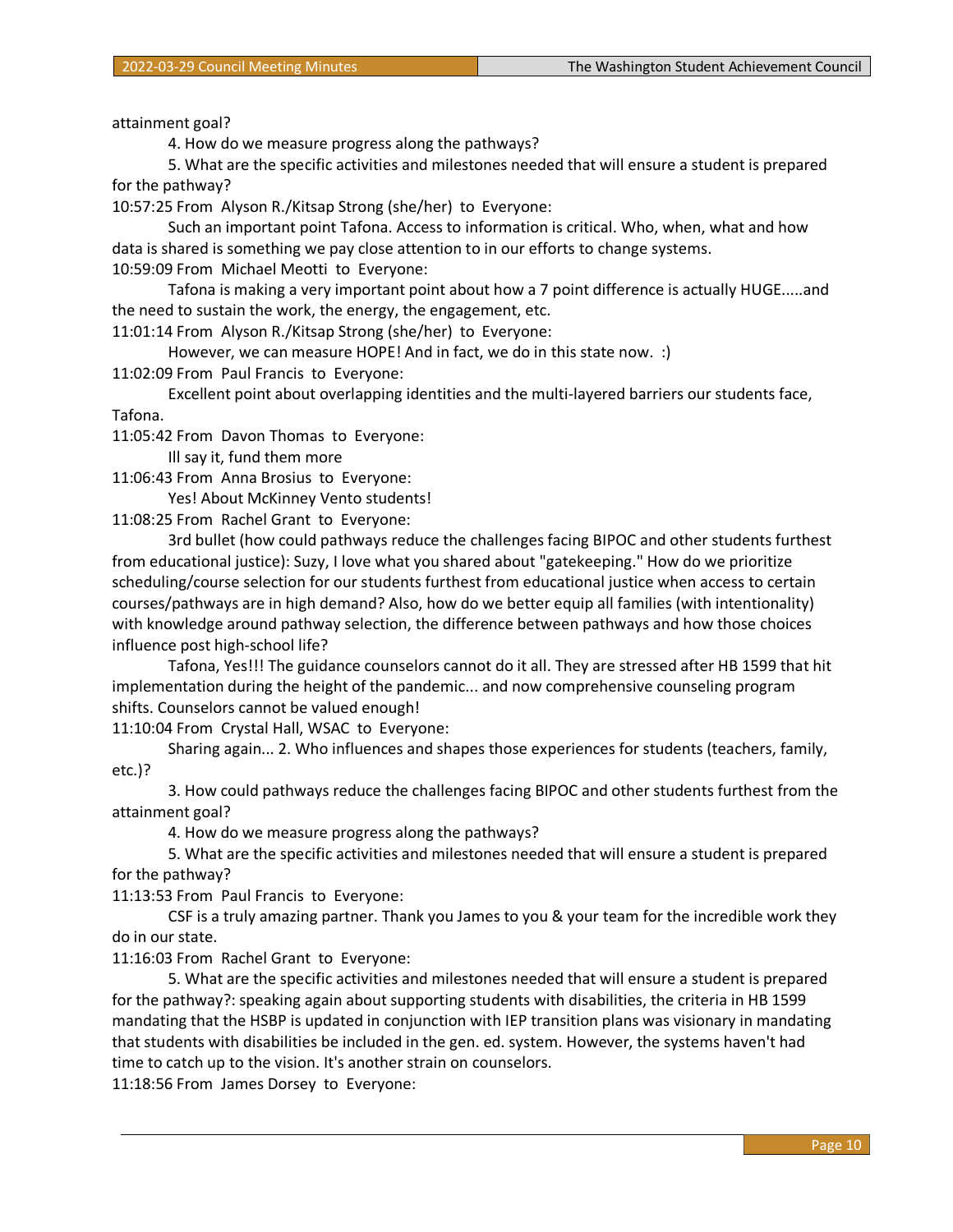attainment goal?

4. How do we measure progress along the pathways?

5. What are the specific activities and milestones needed that will ensure a student is prepared for the pathway?

10:57:25 From Alyson R./Kitsap Strong (she/her) to Everyone:

Such an important point Tafona. Access to information is critical. Who, when, what and how data is shared is something we pay close attention to in our efforts to change systems.

10:59:09 From Michael Meotti to Everyone:

Tafona is making a very important point about how a 7 point difference is actually HUGE.....and the need to sustain the work, the energy, the engagement, etc.

11:01:14 From Alyson R./Kitsap Strong (she/her) to Everyone:

However, we can measure HOPE! And in fact, we do in this state now. :)

11:02:09 From Paul Francis to Everyone:

Excellent point about overlapping identities and the multi-layered barriers our students face, Tafona.

11:05:42 From Davon Thomas to Everyone:

Ill say it, fund them more

11:06:43 From Anna Brosius to Everyone:

Yes! About McKinney Vento students!

11:08:25 From Rachel Grant to Everyone:

3rd bullet (how could pathways reduce the challenges facing BIPOC and other students furthest from educational justice): Suzy, I love what you shared about "gatekeeping." How do we prioritize scheduling/course selection for our students furthest from educational justice when access to certain courses/pathways are in high demand? Also, how do we better equip all families (with intentionality) with knowledge around pathway selection, the difference between pathways and how those choices influence post high-school life?

Tafona, Yes!!! The guidance counselors cannot do it all. They are stressed after HB 1599 that hit implementation during the height of the pandemic... and now comprehensive counseling program shifts. Counselors cannot be valued enough!

11:10:04 From Crystal Hall, WSAC to Everyone:

Sharing again... 2. Who influences and shapes those experiences for students (teachers, family, etc.)?

3. How could pathways reduce the challenges facing BIPOC and other students furthest from the attainment goal?

4. How do we measure progress along the pathways?

5. What are the specific activities and milestones needed that will ensure a student is prepared for the pathway?

11:13:53 From Paul Francis to Everyone:

CSF is a truly amazing partner. Thank you James to you & your team for the incredible work they do in our state.

11:16:03 From Rachel Grant to Everyone:

5. What are the specific activities and milestones needed that will ensure a student is prepared for the pathway?: speaking again about supporting students with disabilities, the criteria in HB 1599 mandating that the HSBP is updated in conjunction with IEP transition plans was visionary in mandating that students with disabilities be included in the gen. ed. system. However, the systems haven't had time to catch up to the vision. It's another strain on counselors.

11:18:56 From James Dorsey to Everyone: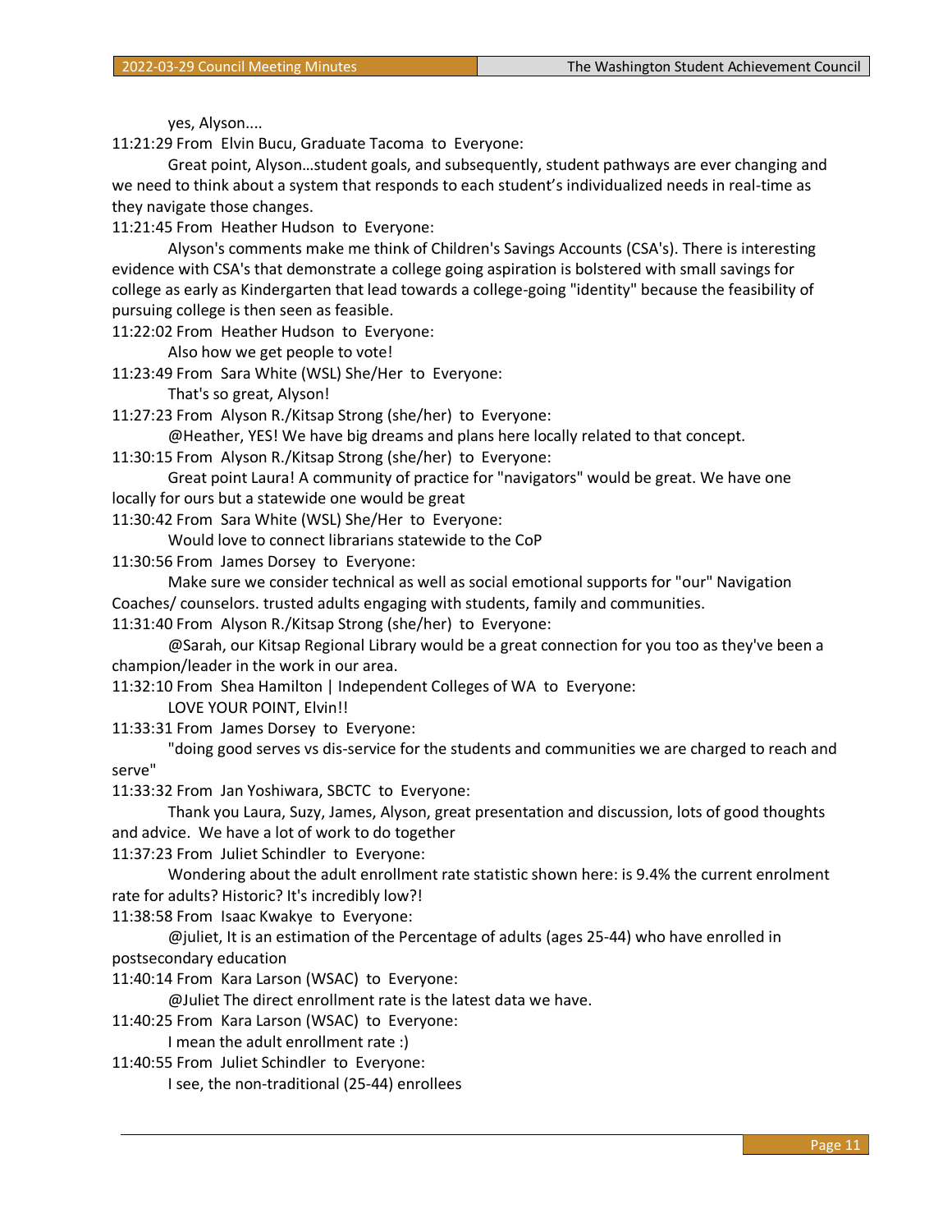yes, Alyson....

11:21:29 From Elvin Bucu, Graduate Tacoma to Everyone:

Great point, Alyson…student goals, and subsequently, student pathways are ever changing and we need to think about a system that responds to each student's individualized needs in real-time as they navigate those changes.

11:21:45 From Heather Hudson to Everyone:

Alyson's comments make me think of Children's Savings Accounts (CSA's). There is interesting evidence with CSA's that demonstrate a college going aspiration is bolstered with small savings for college as early as Kindergarten that lead towards a college-going "identity" because the feasibility of pursuing college is then seen as feasible.

11:22:02 From Heather Hudson to Everyone:

Also how we get people to vote!

11:23:49 From Sara White (WSL) She/Her to Everyone:

That's so great, Alyson!

11:27:23 From Alyson R./Kitsap Strong (she/her) to Everyone:

@Heather, YES! We have big dreams and plans here locally related to that concept.

11:30:15 From Alyson R./Kitsap Strong (she/her) to Everyone:

Great point Laura! A community of practice for "navigators" would be great. We have one locally for ours but a statewide one would be great

11:30:42 From Sara White (WSL) She/Her to Everyone:

Would love to connect librarians statewide to the CoP

11:30:56 From James Dorsey to Everyone:

Make sure we consider technical as well as social emotional supports for "our" Navigation Coaches/ counselors. trusted adults engaging with students, family and communities.

11:31:40 From Alyson R./Kitsap Strong (she/her) to Everyone:

@Sarah, our Kitsap Regional Library would be a great connection for you too as they've been a champion/leader in the work in our area.

11:32:10 From Shea Hamilton | Independent Colleges of WA to Everyone:

LOVE YOUR POINT, Elvin!!

11:33:31 From James Dorsey to Everyone:

"doing good serves vs dis-service for the students and communities we are charged to reach and serve"

11:33:32 From Jan Yoshiwara, SBCTC to Everyone:

Thank you Laura, Suzy, James, Alyson, great presentation and discussion, lots of good thoughts and advice. We have a lot of work to do together

11:37:23 From Juliet Schindler to Everyone:

Wondering about the adult enrollment rate statistic shown here: is 9.4% the current enrolment rate for adults? Historic? It's incredibly low?!

11:38:58 From Isaac Kwakye to Everyone:

@juliet, It is an estimation of the Percentage of adults (ages 25-44) who have enrolled in postsecondary education

11:40:14 From Kara Larson (WSAC) to Everyone:

@Juliet The direct enrollment rate is the latest data we have.

11:40:25 From Kara Larson (WSAC) to Everyone:

I mean the adult enrollment rate :)

11:40:55 From Juliet Schindler to Everyone:

I see, the non-traditional (25-44) enrollees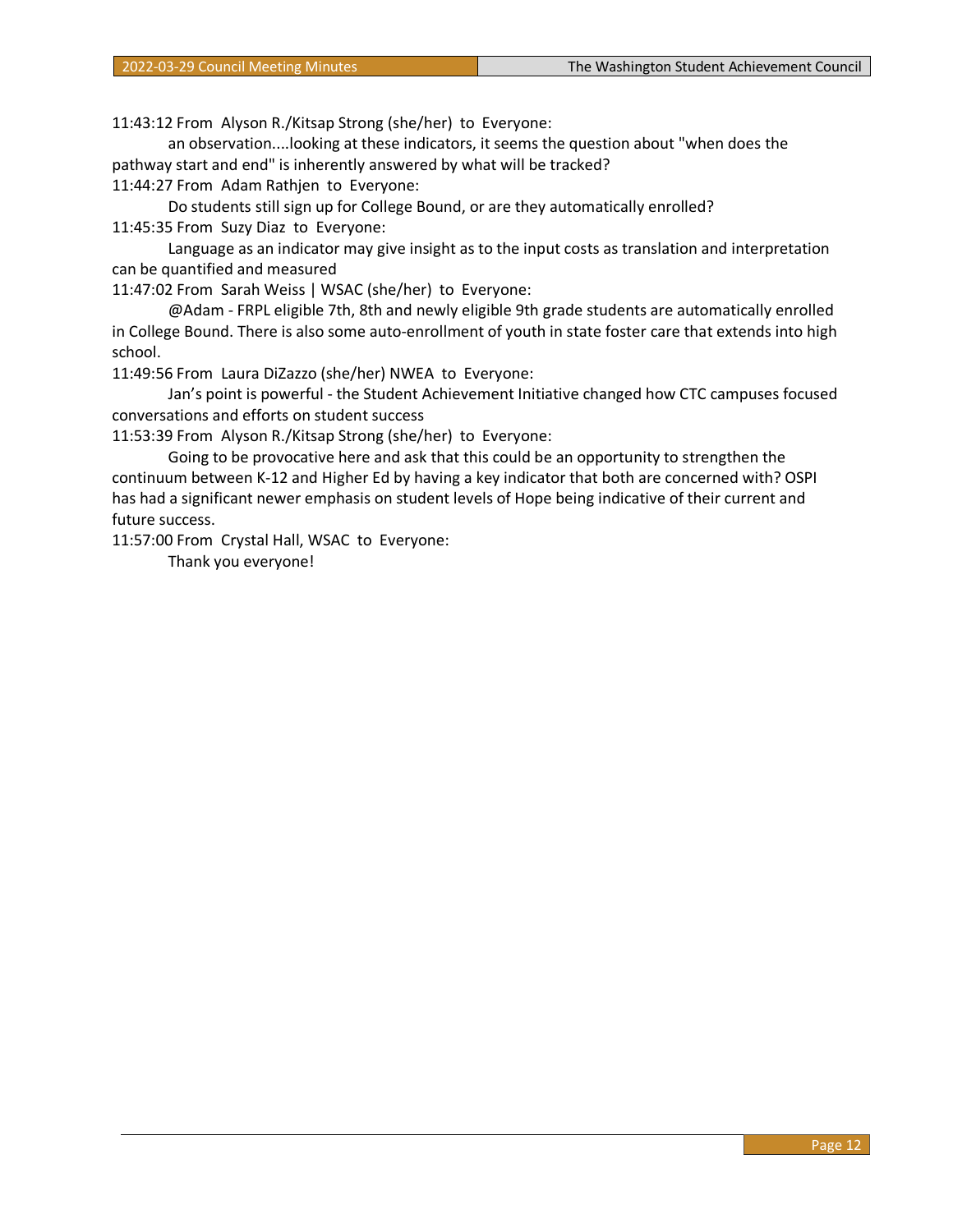11:43:12 From Alyson R./Kitsap Strong (she/her) to Everyone:

an observation....looking at these indicators, it seems the question about "when does the pathway start and end" is inherently answered by what will be tracked?

11:44:27 From Adam Rathjen to Everyone:

Do students still sign up for College Bound, or are they automatically enrolled?

11:45:35 From Suzy Diaz to Everyone:

Language as an indicator may give insight as to the input costs as translation and interpretation can be quantified and measured

11:47:02 From Sarah Weiss | WSAC (she/her) to Everyone:

@Adam - FRPL eligible 7th, 8th and newly eligible 9th grade students are automatically enrolled in College Bound. There is also some auto-enrollment of youth in state foster care that extends into high school.

11:49:56 From Laura DiZazzo (she/her) NWEA to Everyone:

Jan's point is powerful - the Student Achievement Initiative changed how CTC campuses focused conversations and efforts on student success

11:53:39 From Alyson R./Kitsap Strong (she/her) to Everyone:

Going to be provocative here and ask that this could be an opportunity to strengthen the continuum between K-12 and Higher Ed by having a key indicator that both are concerned with? OSPI has had a significant newer emphasis on student levels of Hope being indicative of their current and future success.

11:57:00 From Crystal Hall, WSAC to Everyone:

Thank you everyone!